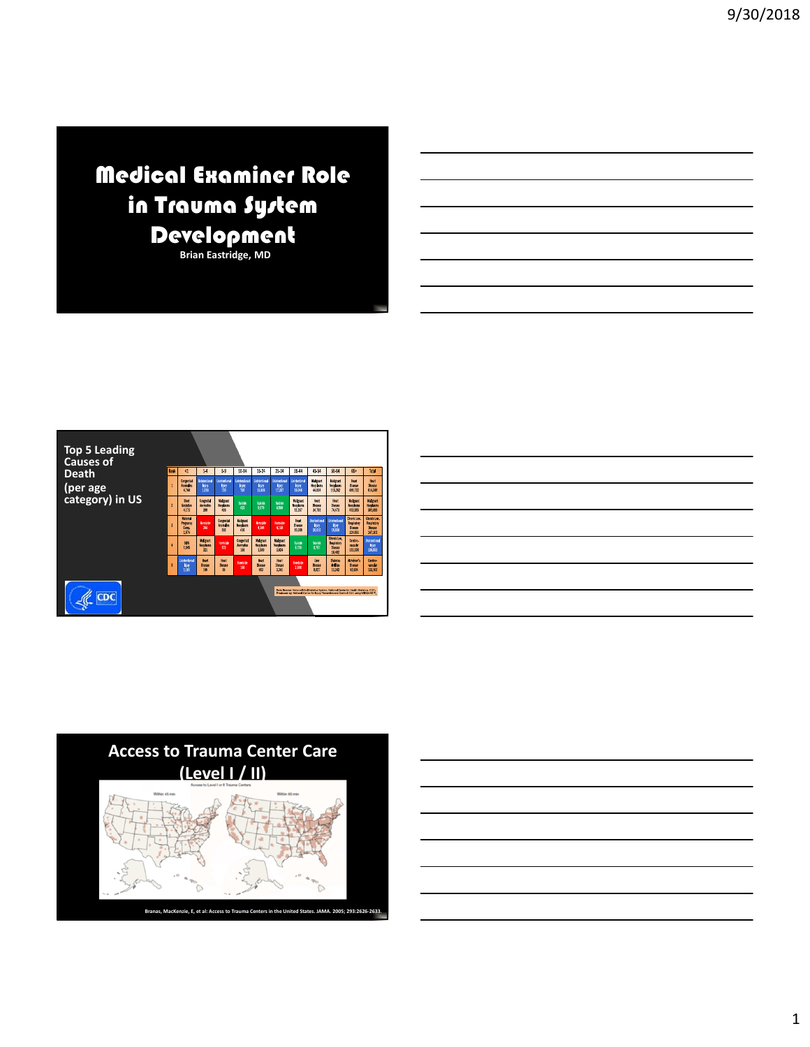# Medical Examiner Role in Trauma System Development

**Brian Eastridge, MD**

## Top 5 Leading Causes of Death (per age category) in US

## Access to Trauma Center Care (Level I / II)

Branas, MacKenzie, E, et al: Access to Trauma Centers in the United States. JAMA. 2005; 293:2626-2633.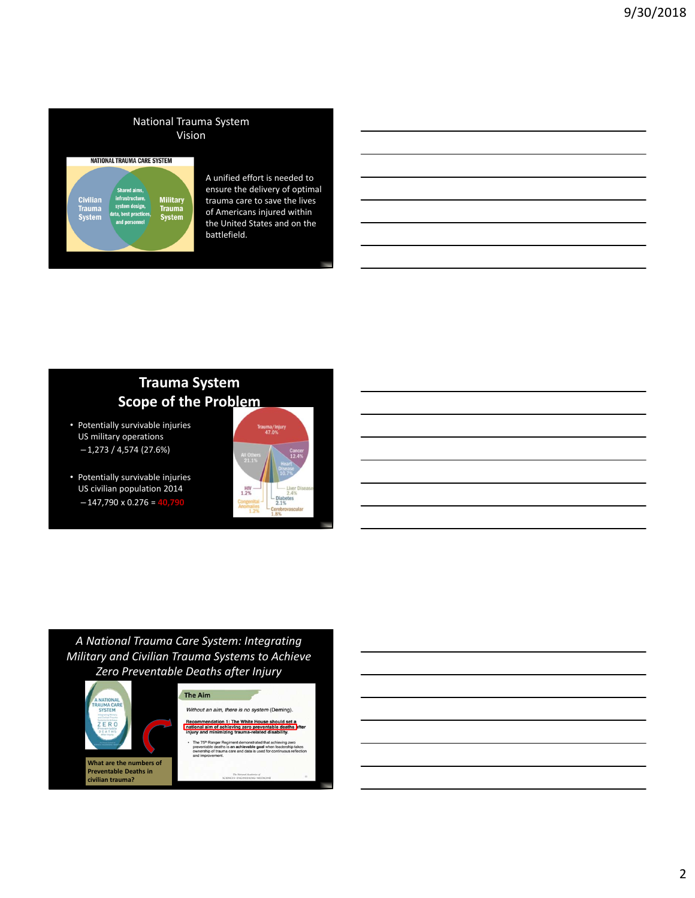## National Trauma System Vision

NATIONAL TRAUMA CARE SYSTEM

Civilian Trauma System | Shared aims, infrastructure, system design, data, best practices, and personnel | Military Trauma System

A unified effort is needed to ensure the delivery of optimal trauma care to save the lives of Americans injured within the United States and on the battlefield.

## Trauma System Scope of the Problem

- Potentially survivable injuries US military operations
  - 1,273 / 4,574 (27.6%)
- Potentially survivable injuries US civilian population 2014
  - 147,790 x 0.276 = 40,790

Trauma/Injury 47.0%; All Others 21.1%; Cancer 12.4%; Heart Disease 10.7%; Liver Disease 2.4%; Diabetes 2.1%; Cerebrovascular 1.8%; HIV 1.2%; Congenital Anomalies 1.2%

## *A National Trauma Care System: Integrating Military and Civilian Trauma Systems to Achieve Zero Preventable Deaths after Injury*

A NATIONAL TRAUMA CARE SYSTEM ... ZERO Preventable DEATHS After Injury

**The Aim**

*Without an aim, there is no system* (Deming).

**Recommendation 1: The White House should set a national aim of achieving zero preventable deaths after injury and minimizing trauma-related disability.**

- The 75th Ranger Regiment demonstrated that achieving zero preventable deaths is **an achievable goal** when leadership takes ownership of trauma care and data is used for continuous reflection and improvement.

The National Academies of SCIENCES · ENGINEERING · MEDICINE

**What are the numbers of Preventable Deaths in civilian trauma?**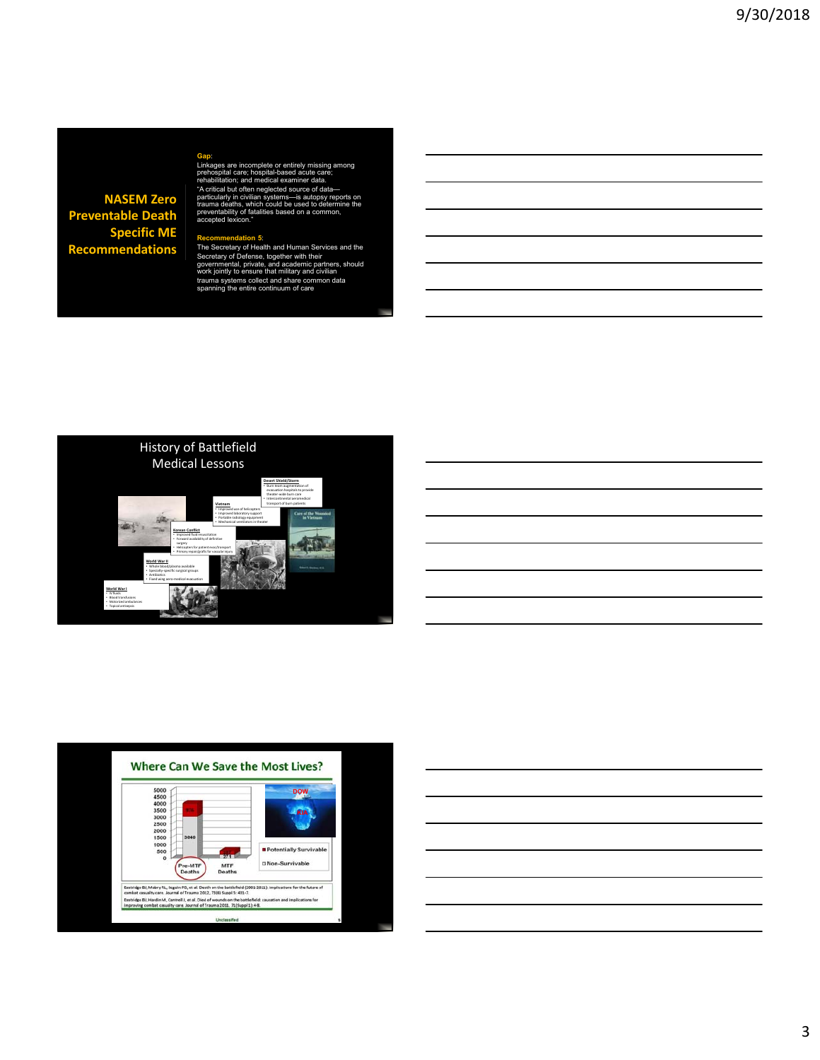## NASEM Zero Preventable Death Specific ME Recommendations

**Gap**:

Linkages are incomplete or entirely missing among prehospital care; hospital-based acute care; rehabilitation; and medical examiner data.

"A critical but often neglected source of data—particularly in civilian systems—is autopsy reports on trauma deaths, which could be used to determine the preventability of fatalities based on a common, accepted lexicon."

**Recommendation 5**:

The Secretary of Health and Human Services and the Secretary of Defense, together with their governmental, private, and academic partners, should work jointly to ensure that military and civilian trauma systems collect and share common data spanning the entire continuum of care

## History of Battlefield Medical Lessons

**Desert Shield/Storm**
- Burn team augmentation of evacuation hospitals to provide theater-wide burn care
- Intercontinental aeromedical transport of burn patients

**Vietnam**
- Improved use of helicopters
- Improved laboratory support
- Portable radiology equipment
- Mechanical ventilators in theater

**Korean Conflict**
- Improved fluid resuscitation
- Forward availability of definitive surgery
- Helicopters for patient movement/transport
- Primary repair/grafts for vascular injury

**World War II**
- Whole blood/plasma available
- Specialty-specific surgical groups
- Antibiotics
- Fixed wing aero-medical evacuation

**World War I**
- IV fluids
- Blood transfusions
- Motorized ambulances
- Topical antisepsis

Care of the Wounded in Vietnam

## Where Can We Save the Most Lives?

Pre-MTF Deaths: 3040 (Non-Survivable), 976 (Potentially Survivable)

MTF Deaths: 271

DOW

■ Potentially Survivable

□ Non-Survivable

Eastridge BJ, Mabry RL, Seguin PG, et al. Death on the battlefield (2001-2011): implications for the future of combat casualty care. Journal of Trauma 2012, 73(6) Suppl 5: 431-7.

Eastridge BJ, Hardin M, Cantrell J, et al. Died of wounds on the battlefield: causation and implications for improving combat casualty care. Journal of Trauma 2011, 71(Suppl 1):4-8.

Unclassified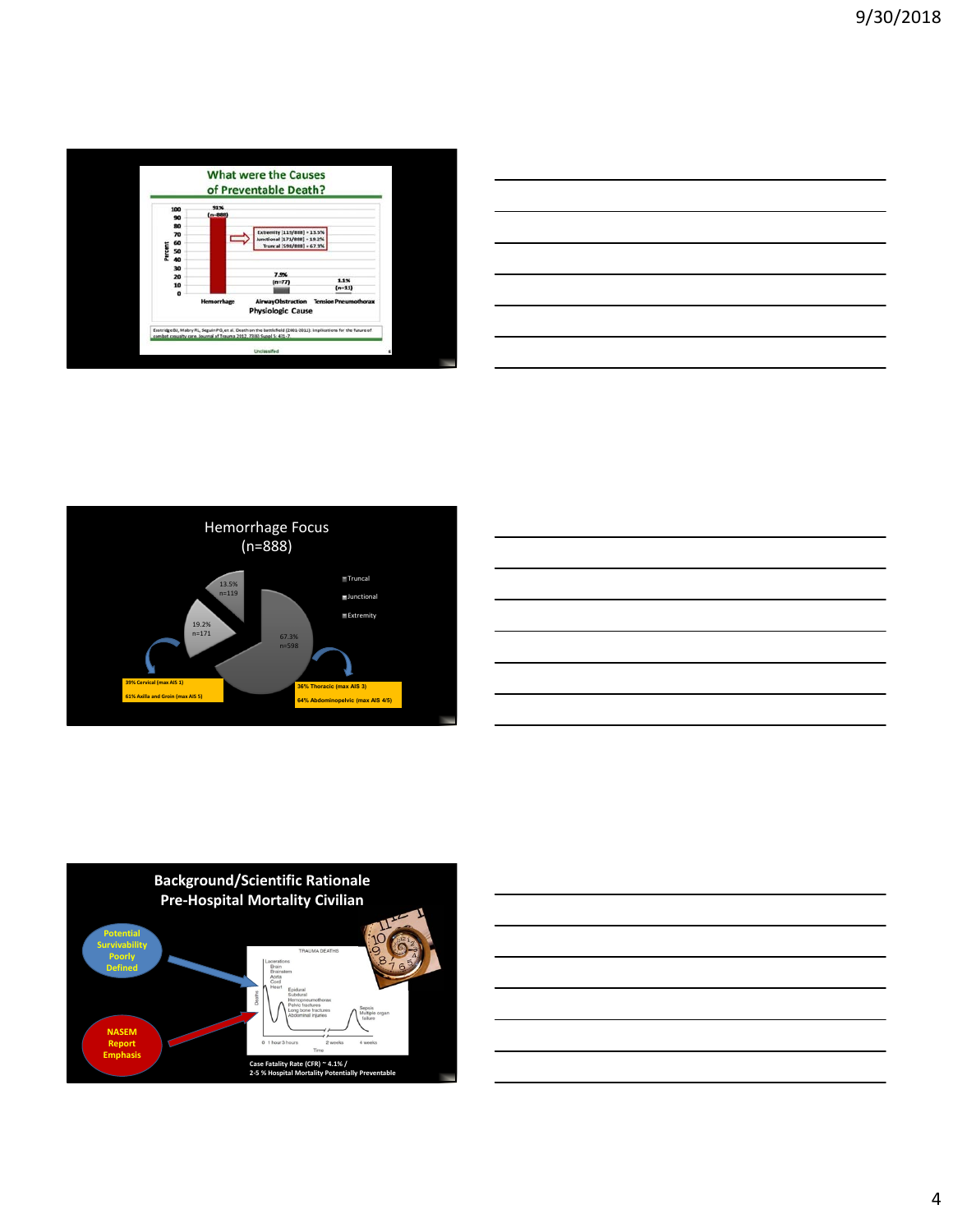## What were the Causes of Preventable Death?

| Physiologic Cause | Percent |
| --- | --- |
| Hemorrhage | 91% (n=888) |
| Airway Obstruction | 7.9% (n=77) |
| Tension Pneumothorax | 1.1% (n=11) |

Extremity (119/888) = 13.5%
Junctional (171/888) = 19.2%
Truncal (598/888) = 67.3%

Eastridge BJ, Mabry RL, Seguin PG, et al. Death on the battlefield (2001-2011): implications for the future of combat casualty care. Journal of Trauma 2012; 73(6) Suppl 5: 431-7.

Unclassified

## Hemorrhage Focus (n=888)

- Truncal: 67.3% n=598
- Junctional: 19.2% n=171
- Extremity: 13.5% n=119

Junctional:
- 39% Cervical (max AIS 1)
- 61% Axilla and Groin (max AIS 5)

Truncal:
- 36% Thoracic (max AIS 3)
- 64% Abdominopelvic (max AIS 4/5)

## Background/Scientific Rationale Pre-Hospital Mortality Civilian

- Potential Survivability Poorly Defined
- NASEM Report Emphasis

TRAUMA DEATHS

- Lacerations: Brain, Brainstem, Aorta, Cord, Heart
- Epidural, Subdural, Hemopneumothorax, Pelvic fractures, Long bone fractures, Abdominal injuries
- Sepsis, Multiple organ failure

Time: 0, 1 hour, 3 hours, 2 weeks, 4 weeks

Case Fatality Rate (CFR) ~ 4.1% /
2-5 % Hospital Mortality Potentially Preventable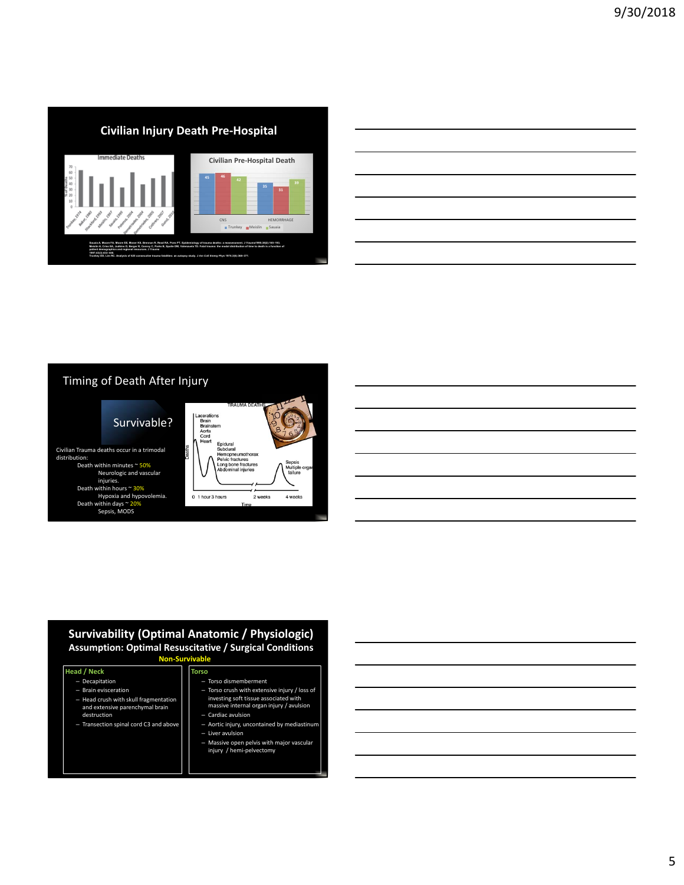## Civilian Injury Death Pre-Hospital

**Immediate Deaths**

| Study | |
|---|---|
| Trunkey, 1974 | |
| Baker, 1980 | |
| Shackford, 1993 | |
| Meislin, 1997 | |
| Sauaia, 1995 | |
| Pedesa, 2004 | |
| Demetriades, 2004 | |
| Demetriades, 2005 | |
| Cothren, 2007 | |
| Gunst, 2010 | |

**Civilian Pre-Hospital Death**

| | Trunkey | Meislin | Sauaia |
|---|---|---|---|
| CNS | 45 | 46 | 42 |
| HEMORRHAGE | 35 | 33 | 39 |

Sauaia A, Moore FA, Moore EE, Moser KS, Brennan R, Read RA, Pons PT. Epidemiology of trauma deaths: a reassessment. J Trauma 1995;38(2):185–193.
Meislin H, Criss EA, Judkins D, Berger R, Conroy C, Parks B, Spaite DW, Valenzuela TD. Fatal trauma: the modal distribution of time to death is a function of patient demographics and regional resources. J Trauma 1997;43(3):433–440.
Trunkey DD, Lim RC. Analysis of 425 consecutive trauma fatalities: an autopsy study. J Am Coll Emerg Phys 1974;3(6):368–371.

## Timing of Death After Injury

**Survivable?**

Civilian Trauma deaths occur in a trimodal distribution:

- Death within minutes ~ 50%
  - Neurologic and vascular injuries.
- Death within hours ~ 30%
  - Hypoxia and hypovolemia.
- Death within days ~ 20%
  - Sepsis, MODS

TRAUMA DEATHS

- Lacerations: Brain, Brainstem, Aorta, Cord, Heart
- Epidural, Subdural, Hemopneumothorax, Pelvic fractures, Long bone fractures, Abdominal injuries
- Sepsis, Multiple organ failure

Deaths vs. Time: 0, 1 hour, 3 hours, 2 weeks, 4 weeks

## Survivability (Optimal Anatomic / Physiologic)

### Assumption: Optimal Resuscitative / Surgical Conditions

**Non-Survivable**

**Head / Neck**

- Decapitation
- Brain evisceration
- Head crush with skull fragmentation and extensive parenchymal brain destruction
- Transection spinal cord C3 and above

**Torso**

- Torso dismemberment
- Torso crush with extensive injury / loss of investing soft tissue associated with massive internal organ injury / avulsion
- Cardiac avulsion
- Aortic injury, uncontained by mediastinum
- Liver avulsion
- Massive open pelvis with major vascular injury / hemi-pelvectomy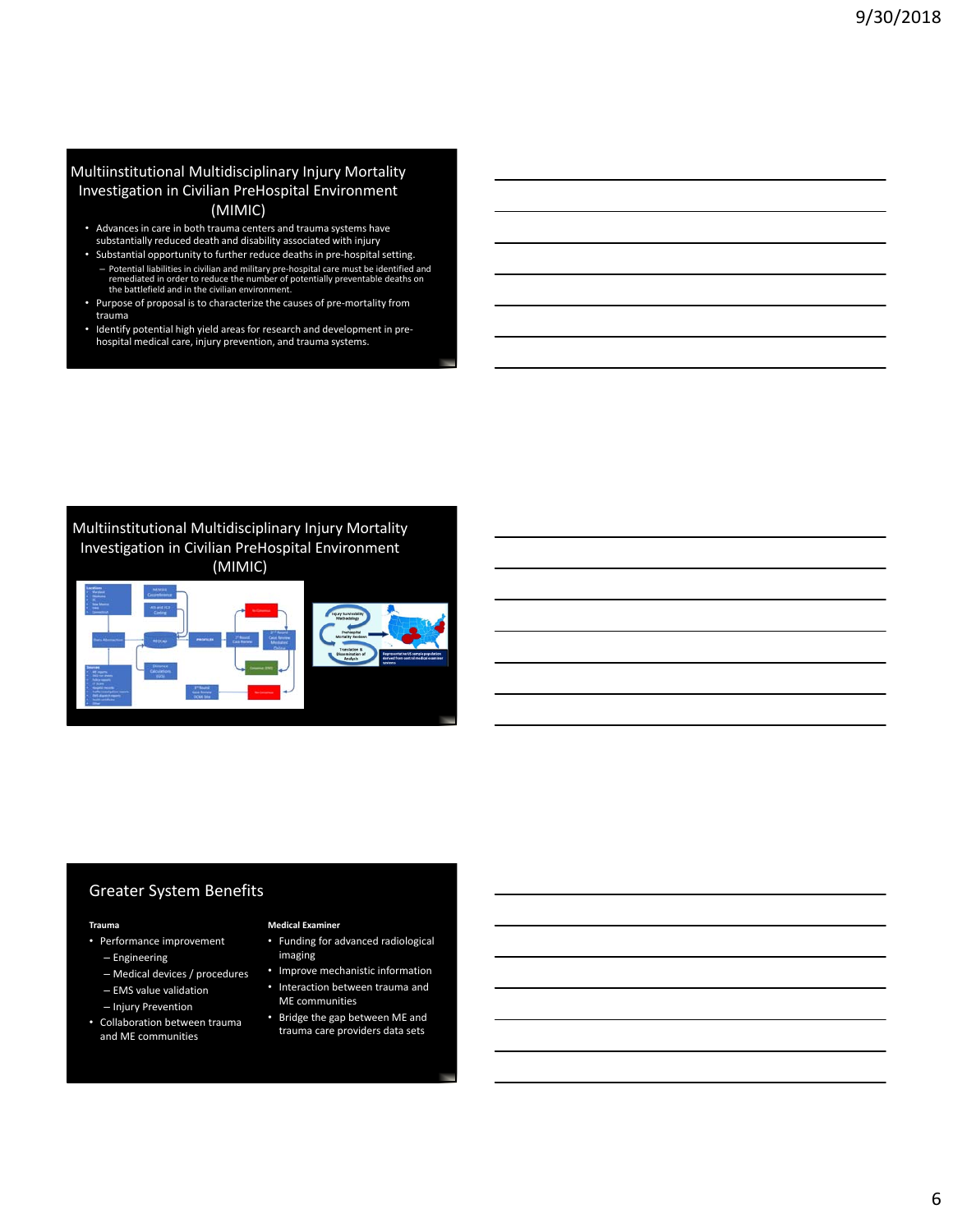## Multiinstitutional Multidisciplinary Injury Mortality Investigation in Civilian PreHospital Environment (MIMIC)

- Advances in care in both trauma centers and trauma systems have substantially reduced death and disability associated with injury
- Substantial opportunity to further reduce deaths in pre-hospital setting.
  - Potential liabilities in civilian and military pre-hospital care must be identified and remediated in order to reduce the number of potentially preventable deaths on the battlefield and in the civilian environment.
- Purpose of proposal is to characterize the causes of pre-mortality from trauma
- Identify potential high yield areas for research and development in pre-hospital medical care, injury prevention, and trauma systems.

## Multiinstitutional Multidisciplinary Injury Mortality Investigation in Civilian PreHospital Environment (MIMIC)

## Greater System Benefits

**Trauma**

- Performance improvement
  - Engineering
  - Medical devices / procedures
  - EMS value validation
  - Injury Prevention
- Collaboration between trauma and ME communities

**Medical Examiner**

- Funding for advanced radiological imaging
- Improve mechanistic information
- Interaction between trauma and ME communities
- Bridge the gap between ME and trauma care providers data sets